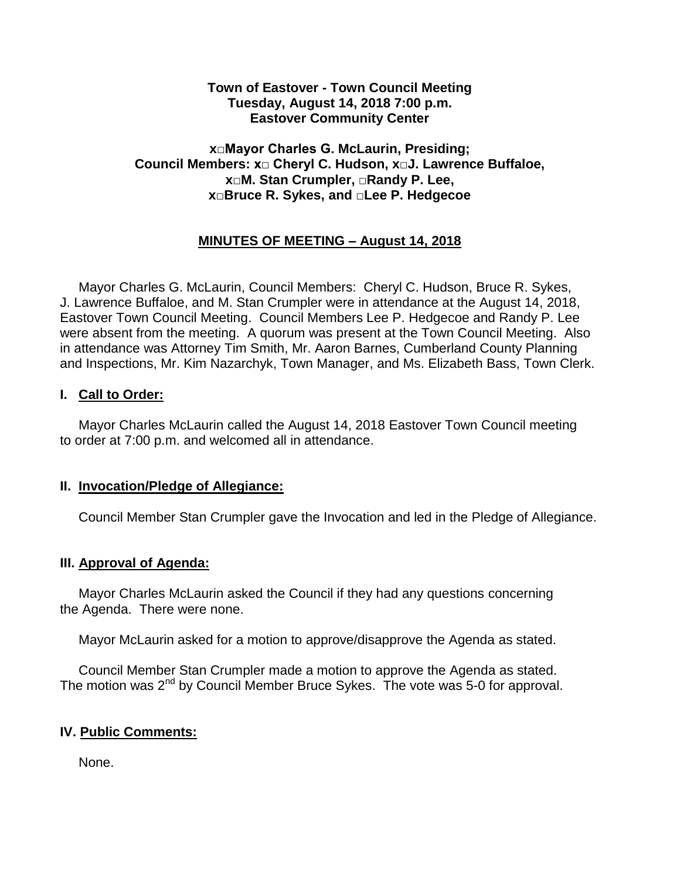**Town of Eastover - Town Council Meeting**
**Tuesday, August 14, 2018 7:00 p.m.**
**Eastover Community Center**

**x□Mayor Charles G. McLaurin, Presiding;**
**Council Members: x□ Cheryl C. Hudson, x□J. Lawrence Buffaloe,**
**x□M. Stan Crumpler, □Randy P. Lee,**
**x□Bruce R. Sykes, and □Lee P. Hedgecoe**

## MINUTES OF MEETING – August 14, 2018

Mayor Charles G. McLaurin, Council Members: Cheryl C. Hudson, Bruce R. Sykes, J. Lawrence Buffaloe, and M. Stan Crumpler were in attendance at the August 14, 2018, Eastover Town Council Meeting. Council Members Lee P. Hedgecoe and Randy P. Lee were absent from the meeting. A quorum was present at the Town Council Meeting. Also in attendance was Attorney Tim Smith, Mr. Aaron Barnes, Cumberland County Planning and Inspections, Mr. Kim Nazarchyk, Town Manager, and Ms. Elizabeth Bass, Town Clerk.

### I. Call to Order:

Mayor Charles McLaurin called the August 14, 2018 Eastover Town Council meeting to order at 7:00 p.m. and welcomed all in attendance.

### II. Invocation/Pledge of Allegiance:

Council Member Stan Crumpler gave the Invocation and led in the Pledge of Allegiance.

### III. Approval of Agenda:

Mayor Charles McLaurin asked the Council if they had any questions concerning the Agenda. There were none.

Mayor McLaurin asked for a motion to approve/disapprove the Agenda as stated.

Council Member Stan Crumpler made a motion to approve the Agenda as stated. The motion was 2nd by Council Member Bruce Sykes. The vote was 5-0 for approval.

### IV. Public Comments:

None.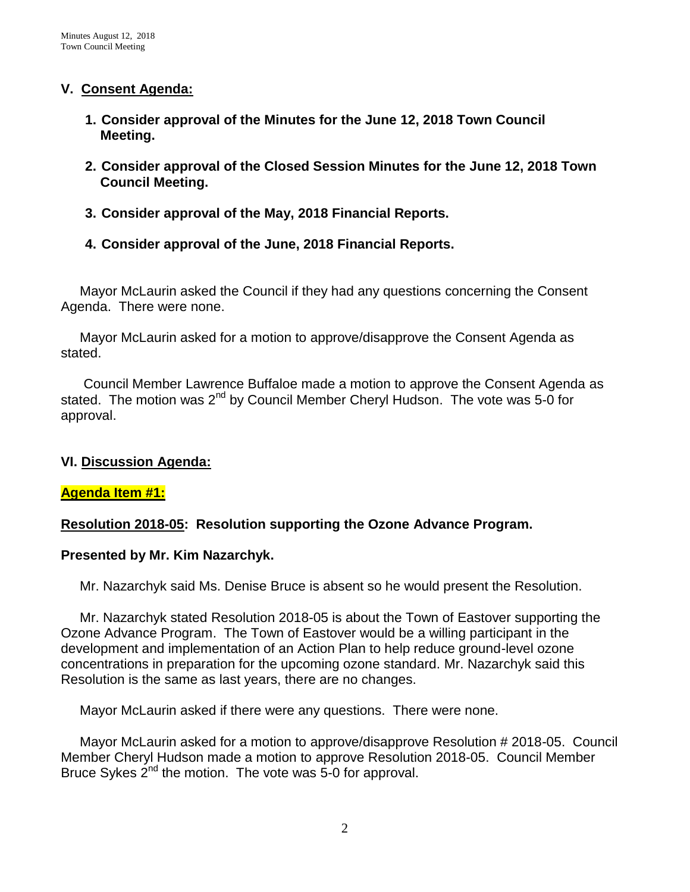## V. Consent Agenda:

1. **Consider approval of the Minutes for the June 12, 2018 Town Council Meeting.**

2. **Consider approval of the Closed Session Minutes for the June 12, 2018 Town Council Meeting.**

3. **Consider approval of the May, 2018 Financial Reports.**

4. **Consider approval of the June, 2018 Financial Reports.**

Mayor McLaurin asked the Council if they had any questions concerning the Consent Agenda. There were none.

Mayor McLaurin asked for a motion to approve/disapprove the Consent Agenda as stated.

Council Member Lawrence Buffaloe made a motion to approve the Consent Agenda as stated. The motion was 2nd by Council Member Cheryl Hudson. The vote was 5-0 for approval.

## VI. Discussion Agenda:

**Agenda Item #1:**

**Resolution 2018-05: Resolution supporting the Ozone Advance Program.**

**Presented by Mr. Kim Nazarchyk.**

Mr. Nazarchyk said Ms. Denise Bruce is absent so he would present the Resolution.

Mr. Nazarchyk stated Resolution 2018-05 is about the Town of Eastover supporting the Ozone Advance Program. The Town of Eastover would be a willing participant in the development and implementation of an Action Plan to help reduce ground-level ozone concentrations in preparation for the upcoming ozone standard. Mr. Nazarchyk said this Resolution is the same as last years, there are no changes.

Mayor McLaurin asked if there were any questions. There were none.

Mayor McLaurin asked for a motion to approve/disapprove Resolution # 2018-05. Council Member Cheryl Hudson made a motion to approve Resolution 2018-05. Council Member Bruce Sykes 2nd the motion. The vote was 5-0 for approval.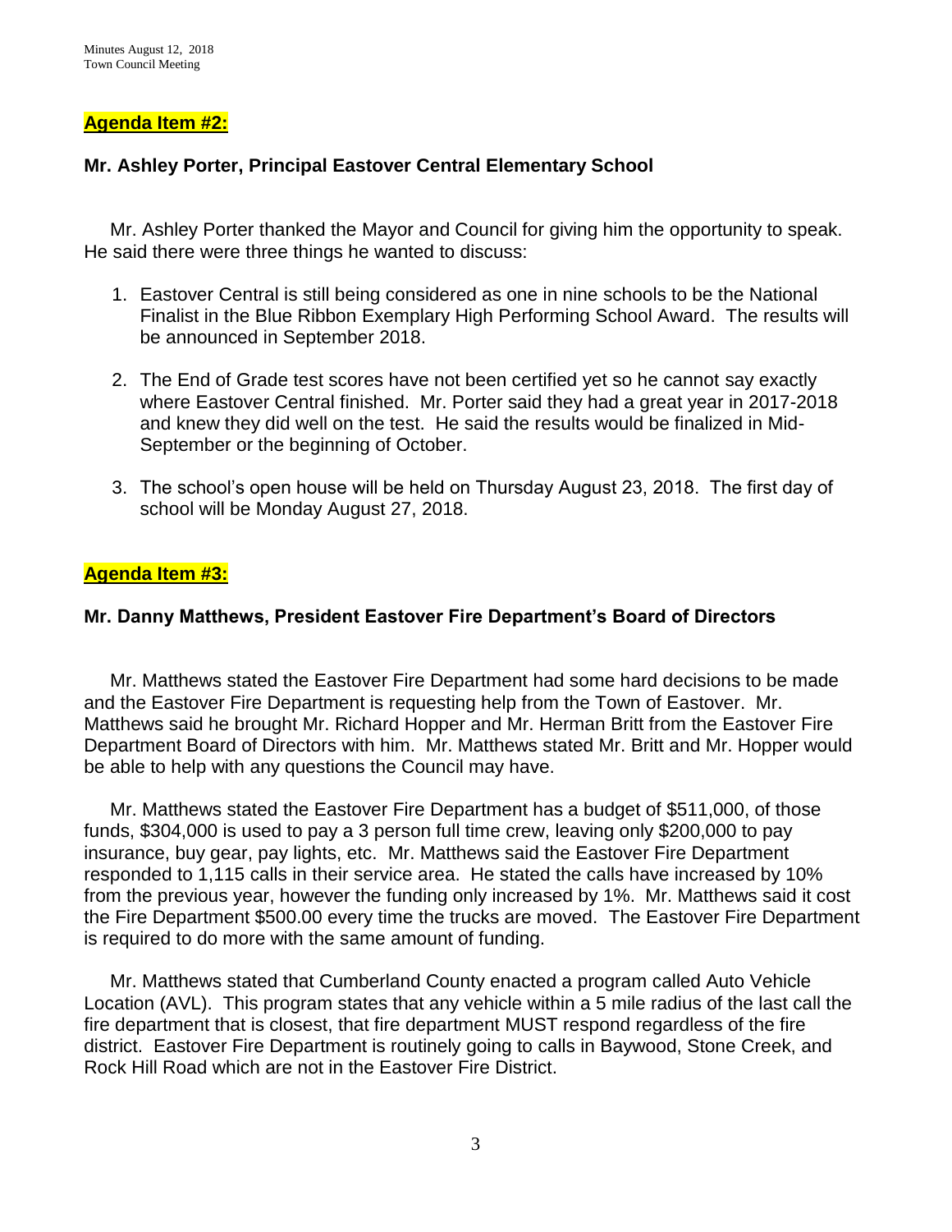## Agenda Item #2:

### Mr. Ashley Porter, Principal Eastover Central Elementary School

Mr. Ashley Porter thanked the Mayor and Council for giving him the opportunity to speak. He said there were three things he wanted to discuss:

1. Eastover Central is still being considered as one in nine schools to be the National Finalist in the Blue Ribbon Exemplary High Performing School Award. The results will be announced in September 2018.

2. The End of Grade test scores have not been certified yet so he cannot say exactly where Eastover Central finished. Mr. Porter said they had a great year in 2017-2018 and knew they did well on the test. He said the results would be finalized in Mid-September or the beginning of October.

3. The school's open house will be held on Thursday August 23, 2018. The first day of school will be Monday August 27, 2018.

## Agenda Item #3:

### Mr. Danny Matthews, President Eastover Fire Department's Board of Directors

Mr. Matthews stated the Eastover Fire Department had some hard decisions to be made and the Eastover Fire Department is requesting help from the Town of Eastover. Mr. Matthews said he brought Mr. Richard Hopper and Mr. Herman Britt from the Eastover Fire Department Board of Directors with him. Mr. Matthews stated Mr. Britt and Mr. Hopper would be able to help with any questions the Council may have.

Mr. Matthews stated the Eastover Fire Department has a budget of $511,000, of those funds, $304,000 is used to pay a 3 person full time crew, leaving only $200,000 to pay insurance, buy gear, pay lights, etc. Mr. Matthews said the Eastover Fire Department responded to 1,115 calls in their service area. He stated the calls have increased by 10% from the previous year, however the funding only increased by 1%. Mr. Matthews said it cost the Fire Department $500.00 every time the trucks are moved. The Eastover Fire Department is required to do more with the same amount of funding.

Mr. Matthews stated that Cumberland County enacted a program called Auto Vehicle Location (AVL). This program states that any vehicle within a 5 mile radius of the last call the fire department that is closest, that fire department MUST respond regardless of the fire district. Eastover Fire Department is routinely going to calls in Baywood, Stone Creek, and Rock Hill Road which are not in the Eastover Fire District.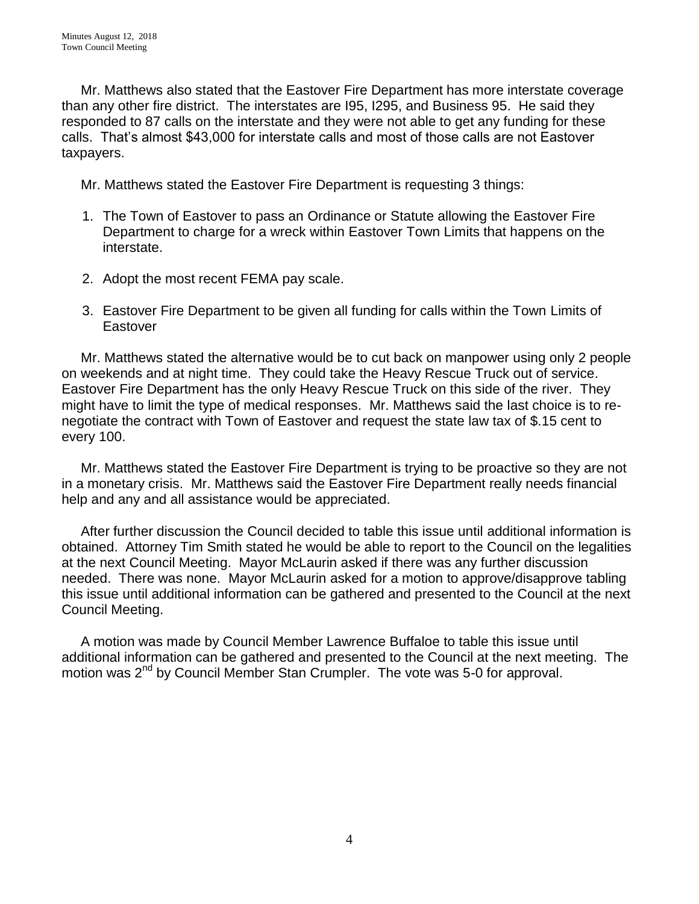Mr. Matthews also stated that the Eastover Fire Department has more interstate coverage than any other fire district. The interstates are I95, I295, and Business 95. He said they responded to 87 calls on the interstate and they were not able to get any funding for these calls. That's almost $43,000 for interstate calls and most of those calls are not Eastover taxpayers.

Mr. Matthews stated the Eastover Fire Department is requesting 3 things:

1. The Town of Eastover to pass an Ordinance or Statute allowing the Eastover Fire Department to charge for a wreck within Eastover Town Limits that happens on the interstate.

2. Adopt the most recent FEMA pay scale.

3. Eastover Fire Department to be given all funding for calls within the Town Limits of Eastover

Mr. Matthews stated the alternative would be to cut back on manpower using only 2 people on weekends and at night time. They could take the Heavy Rescue Truck out of service. Eastover Fire Department has the only Heavy Rescue Truck on this side of the river. They might have to limit the type of medical responses. Mr. Matthews said the last choice is to re-negotiate the contract with Town of Eastover and request the state law tax of $.15 cent to every 100.

Mr. Matthews stated the Eastover Fire Department is trying to be proactive so they are not in a monetary crisis. Mr. Matthews said the Eastover Fire Department really needs financial help and any and all assistance would be appreciated.

After further discussion the Council decided to table this issue until additional information is obtained. Attorney Tim Smith stated he would be able to report to the Council on the legalities at the next Council Meeting. Mayor McLaurin asked if there was any further discussion needed. There was none. Mayor McLaurin asked for a motion to approve/disapprove tabling this issue until additional information can be gathered and presented to the Council at the next Council Meeting.

A motion was made by Council Member Lawrence Buffaloe to table this issue until additional information can be gathered and presented to the Council at the next meeting. The motion was 2nd by Council Member Stan Crumpler. The vote was 5-0 for approval.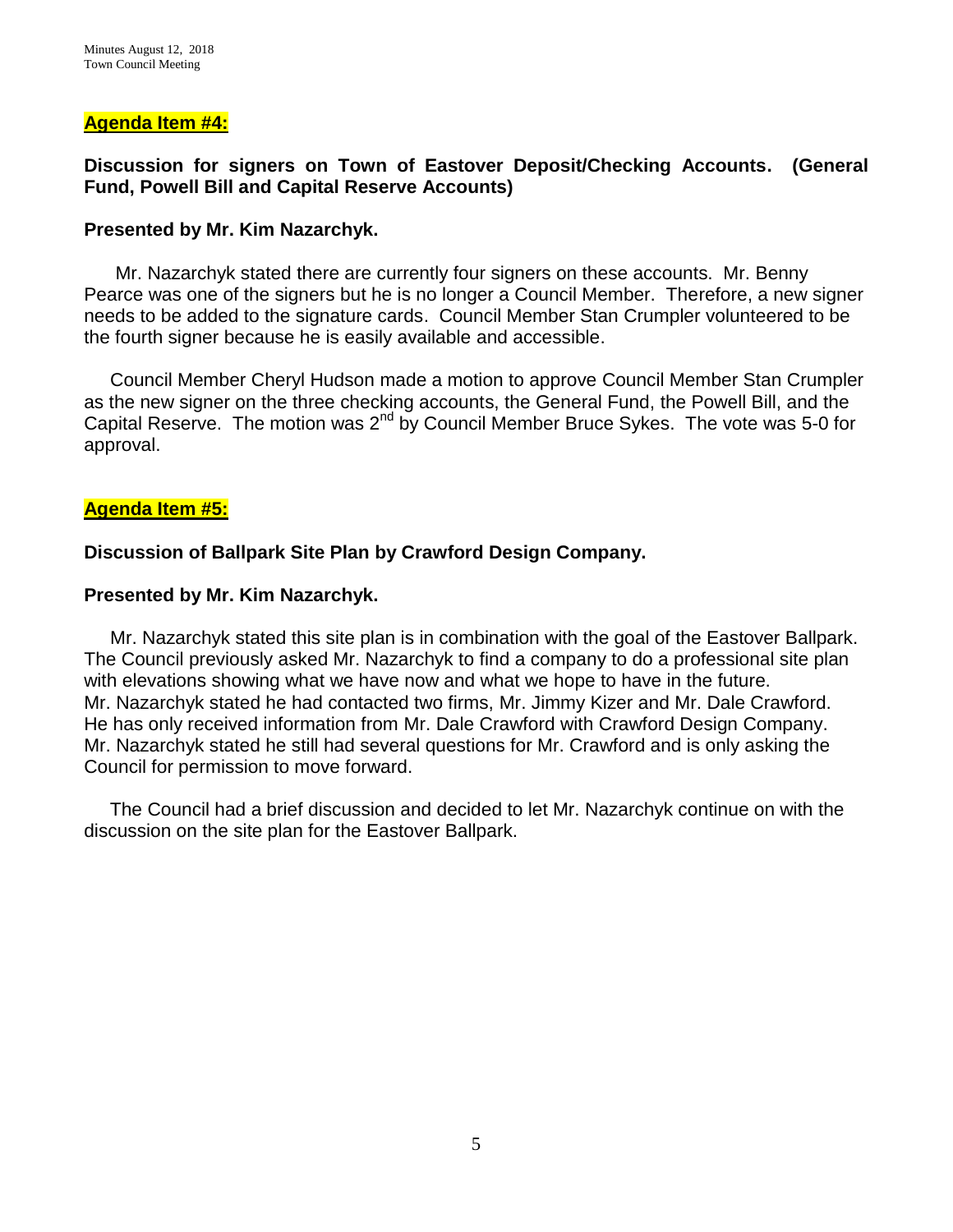**Agenda Item #4:**

**Discussion for signers on Town of Eastover Deposit/Checking Accounts. (General Fund, Powell Bill and Capital Reserve Accounts)**

**Presented by Mr. Kim Nazarchyk.**

Mr. Nazarchyk stated there are currently four signers on these accounts. Mr. Benny Pearce was one of the signers but he is no longer a Council Member. Therefore, a new signer needs to be added to the signature cards. Council Member Stan Crumpler volunteered to be the fourth signer because he is easily available and accessible.

Council Member Cheryl Hudson made a motion to approve Council Member Stan Crumpler as the new signer on the three checking accounts, the General Fund, the Powell Bill, and the Capital Reserve. The motion was 2nd by Council Member Bruce Sykes. The vote was 5-0 for approval.

**Agenda Item #5:**

**Discussion of Ballpark Site Plan by Crawford Design Company.**

**Presented by Mr. Kim Nazarchyk.**

Mr. Nazarchyk stated this site plan is in combination with the goal of the Eastover Ballpark. The Council previously asked Mr. Nazarchyk to find a company to do a professional site plan with elevations showing what we have now and what we hope to have in the future. Mr. Nazarchyk stated he had contacted two firms, Mr. Jimmy Kizer and Mr. Dale Crawford. He has only received information from Mr. Dale Crawford with Crawford Design Company. Mr. Nazarchyk stated he still had several questions for Mr. Crawford and is only asking the Council for permission to move forward.

The Council had a brief discussion and decided to let Mr. Nazarchyk continue on with the discussion on the site plan for the Eastover Ballpark.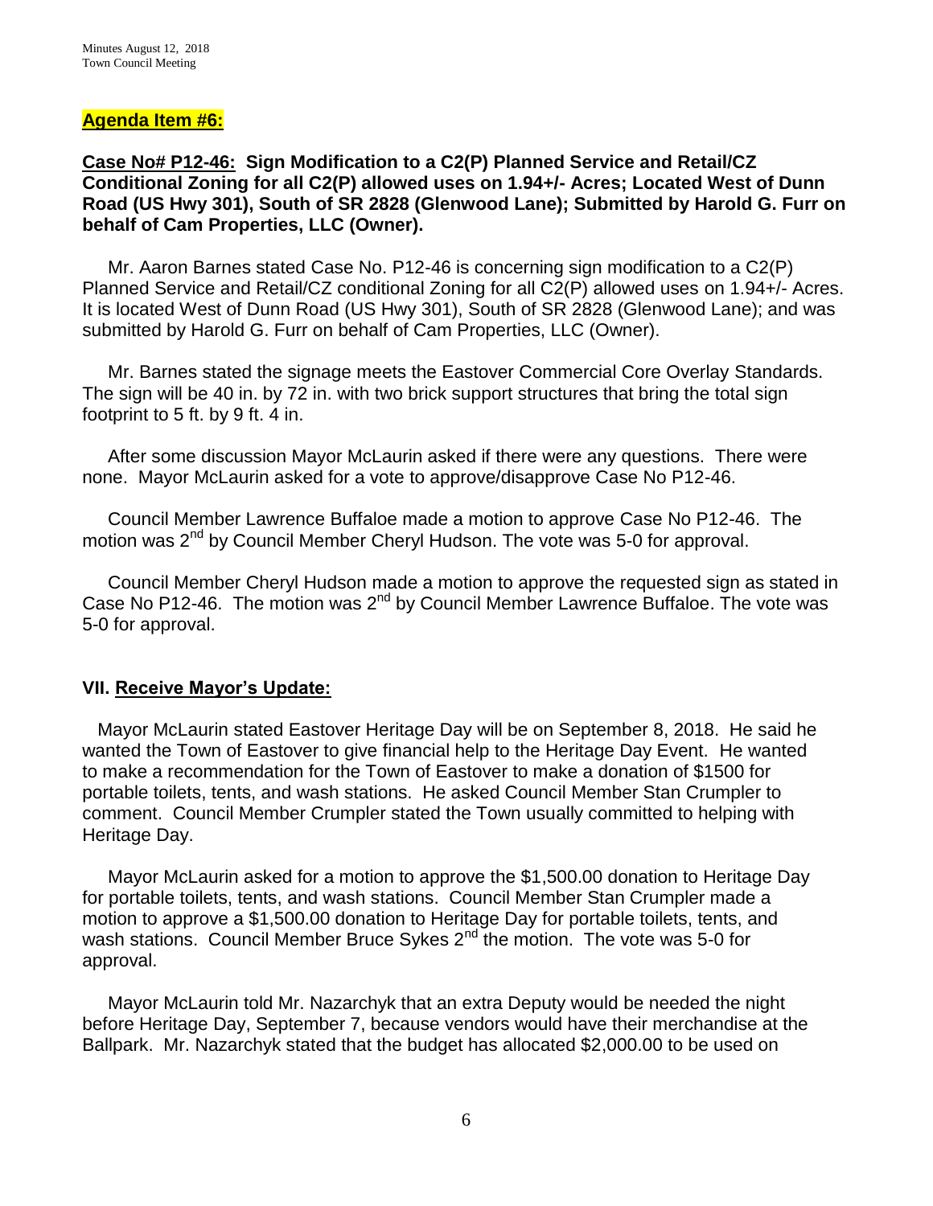**Agenda Item #6:**

**Case No# P12-46: Sign Modification to a C2(P) Planned Service and Retail/CZ Conditional Zoning for all C2(P) allowed uses on 1.94+/- Acres; Located West of Dunn Road (US Hwy 301), South of SR 2828 (Glenwood Lane); Submitted by Harold G. Furr on behalf of Cam Properties, LLC (Owner).**

Mr. Aaron Barnes stated Case No. P12-46 is concerning sign modification to a C2(P) Planned Service and Retail/CZ conditional Zoning for all C2(P) allowed uses on 1.94+/- Acres. It is located West of Dunn Road (US Hwy 301), South of SR 2828 (Glenwood Lane); and was submitted by Harold G. Furr on behalf of Cam Properties, LLC (Owner).

Mr. Barnes stated the signage meets the Eastover Commercial Core Overlay Standards. The sign will be 40 in. by 72 in. with two brick support structures that bring the total sign footprint to 5 ft. by 9 ft. 4 in.

After some discussion Mayor McLaurin asked if there were any questions. There were none. Mayor McLaurin asked for a vote to approve/disapprove Case No P12-46.

Council Member Lawrence Buffaloe made a motion to approve Case No P12-46. The motion was 2nd by Council Member Cheryl Hudson. The vote was 5-0 for approval.

Council Member Cheryl Hudson made a motion to approve the requested sign as stated in Case No P12-46. The motion was 2nd by Council Member Lawrence Buffaloe. The vote was 5-0 for approval.

## VII. Receive Mayor's Update:

Mayor McLaurin stated Eastover Heritage Day will be on September 8, 2018. He said he wanted the Town of Eastover to give financial help to the Heritage Day Event. He wanted to make a recommendation for the Town of Eastover to make a donation of $1500 for portable toilets, tents, and wash stations. He asked Council Member Stan Crumpler to comment. Council Member Crumpler stated the Town usually committed to helping with Heritage Day.

Mayor McLaurin asked for a motion to approve the $1,500.00 donation to Heritage Day for portable toilets, tents, and wash stations. Council Member Stan Crumpler made a motion to approve a $1,500.00 donation to Heritage Day for portable toilets, tents, and wash stations. Council Member Bruce Sykes 2nd the motion. The vote was 5-0 for approval.

Mayor McLaurin told Mr. Nazarchyk that an extra Deputy would be needed the night before Heritage Day, September 7, because vendors would have their merchandise at the Ballpark. Mr. Nazarchyk stated that the budget has allocated $2,000.00 to be used on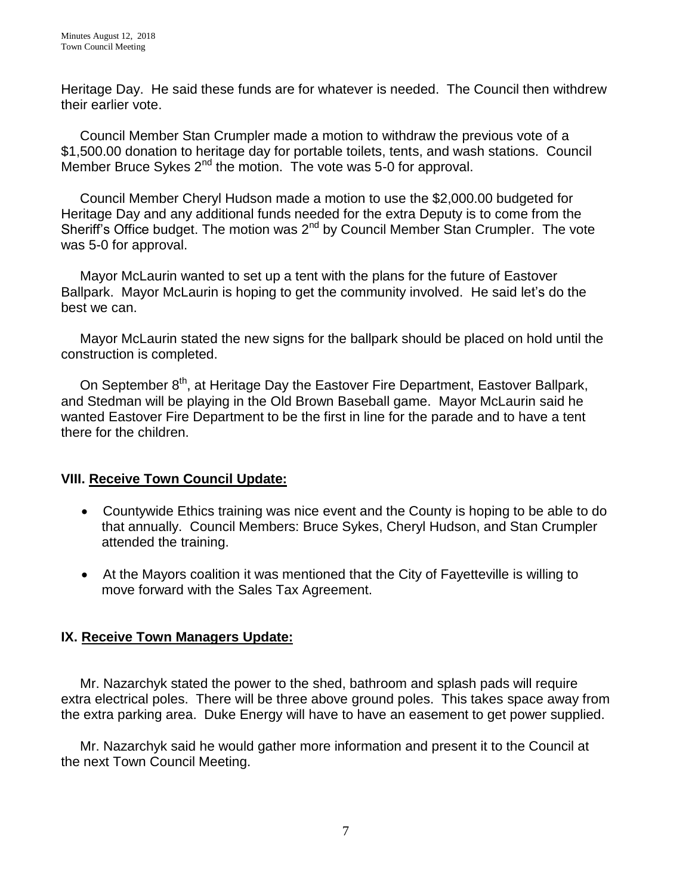Heritage Day. He said these funds are for whatever is needed. The Council then withdrew their earlier vote.

Council Member Stan Crumpler made a motion to withdraw the previous vote of a $1,500.00 donation to heritage day for portable toilets, tents, and wash stations. Council Member Bruce Sykes 2nd the motion. The vote was 5-0 for approval.

Council Member Cheryl Hudson made a motion to use the $2,000.00 budgeted for Heritage Day and any additional funds needed for the extra Deputy is to come from the Sheriff's Office budget. The motion was 2nd by Council Member Stan Crumpler. The vote was 5-0 for approval.

Mayor McLaurin wanted to set up a tent with the plans for the future of Eastover Ballpark. Mayor McLaurin is hoping to get the community involved. He said let's do the best we can.

Mayor McLaurin stated the new signs for the ballpark should be placed on hold until the construction is completed.

On September 8th, at Heritage Day the Eastover Fire Department, Eastover Ballpark, and Stedman will be playing in the Old Brown Baseball game. Mayor McLaurin said he wanted Eastover Fire Department to be the first in line for the parade and to have a tent there for the children.

## VIII. Receive Town Council Update:

- Countywide Ethics training was nice event and the County is hoping to be able to do that annually. Council Members: Bruce Sykes, Cheryl Hudson, and Stan Crumpler attended the training.
- At the Mayors coalition it was mentioned that the City of Fayetteville is willing to move forward with the Sales Tax Agreement.

## IX. Receive Town Managers Update:

Mr. Nazarchyk stated the power to the shed, bathroom and splash pads will require extra electrical poles. There will be three above ground poles. This takes space away from the extra parking area. Duke Energy will have to have an easement to get power supplied.

Mr. Nazarchyk said he would gather more information and present it to the Council at the next Town Council Meeting.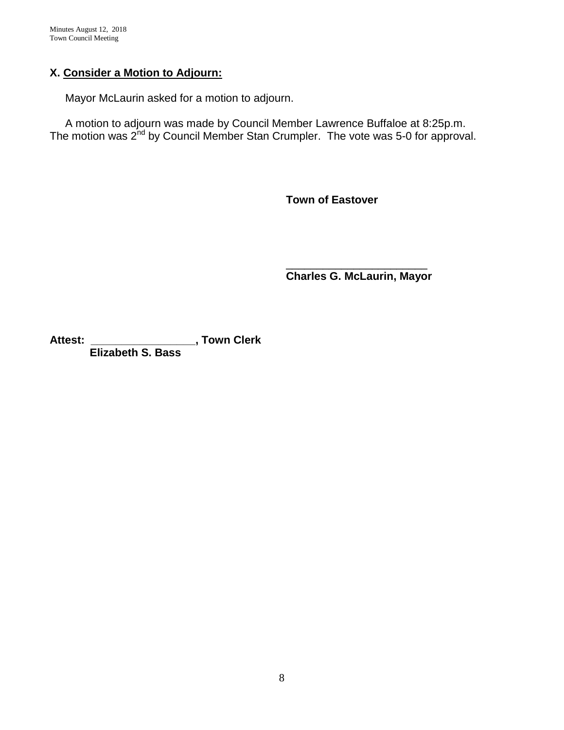## X. Consider a Motion to Adjourn:

Mayor McLaurin asked for a motion to adjourn.

A motion to adjourn was made by Council Member Lawrence Buffaloe at 8:25p.m. The motion was 2nd by Council Member Stan Crumpler. The vote was 5-0 for approval.

**Town of Eastover**

**______________________**
**Charles G. McLaurin, Mayor**

**Attest: ________________, Town Clerk**
**Elizabeth S. Bass**